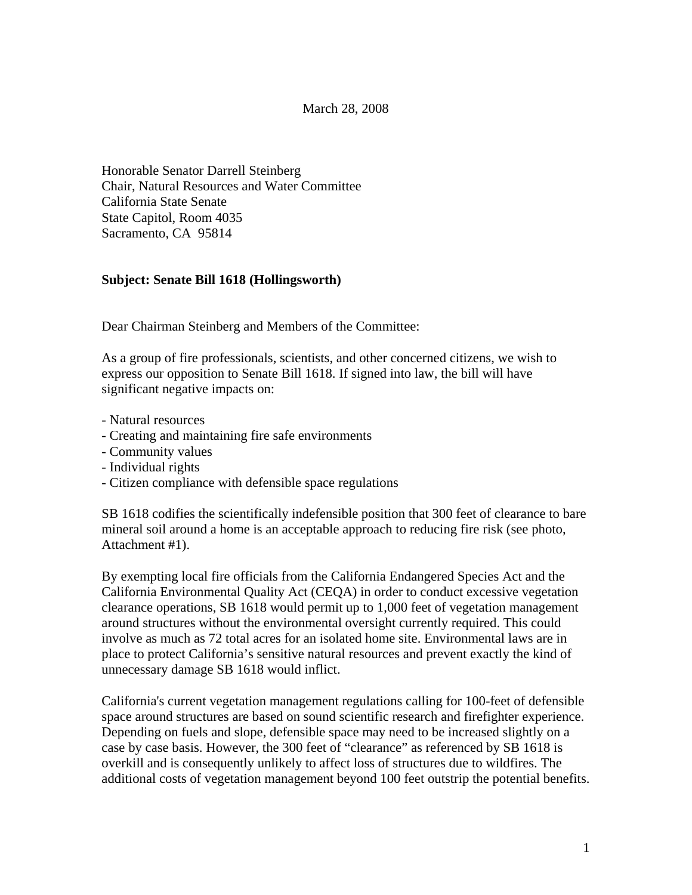March 28, 2008

Honorable Senator Darrell Steinberg
Chair, Natural Resources and Water Committee
California State Senate
State Capitol, Room 4035
Sacramento, CA 95814

**Subject: Senate Bill 1618 (Hollingsworth)**

Dear Chairman Steinberg and Members of the Committee:

As a group of fire professionals, scientists, and other concerned citizens, we wish to express our opposition to Senate Bill 1618. If signed into law, the bill will have significant negative impacts on:

- Natural resources
- Creating and maintaining fire safe environments
- Community values
- Individual rights
- Citizen compliance with defensible space regulations

SB 1618 codifies the scientifically indefensible position that 300 feet of clearance to bare mineral soil around a home is an acceptable approach to reducing fire risk (see photo, Attachment #1).

By exempting local fire officials from the California Endangered Species Act and the California Environmental Quality Act (CEQA) in order to conduct excessive vegetation clearance operations, SB 1618 would permit up to 1,000 feet of vegetation management around structures without the environmental oversight currently required. This could involve as much as 72 total acres for an isolated home site. Environmental laws are in place to protect California's sensitive natural resources and prevent exactly the kind of unnecessary damage SB 1618 would inflict.

California's current vegetation management regulations calling for 100-feet of defensible space around structures are based on sound scientific research and firefighter experience. Depending on fuels and slope, defensible space may need to be increased slightly on a case by case basis. However, the 300 feet of "clearance" as referenced by SB 1618 is overkill and is consequently unlikely to affect loss of structures due to wildfires. The additional costs of vegetation management beyond 100 feet outstrip the potential benefits.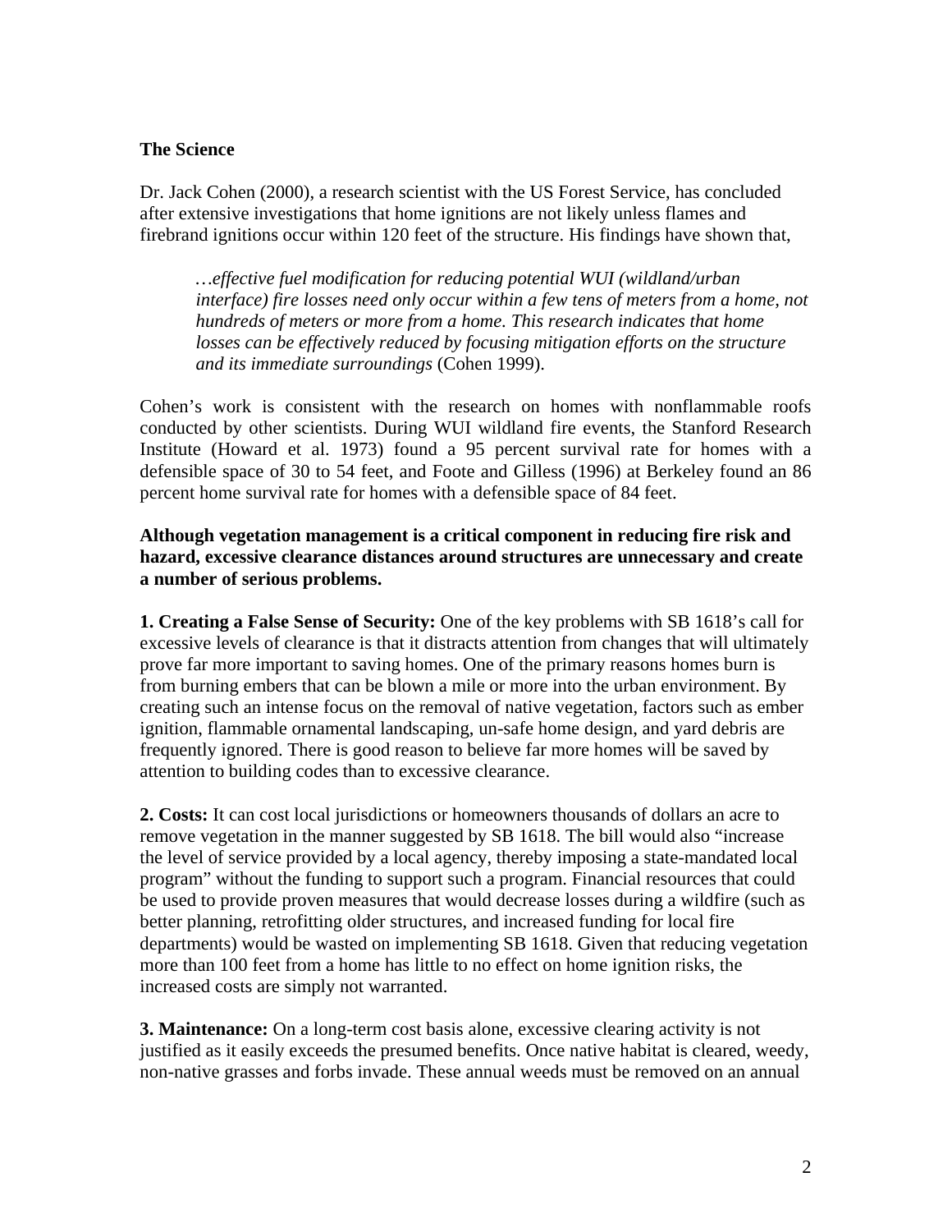## The Science

Dr. Jack Cohen (2000), a research scientist with the US Forest Service, has concluded after extensive investigations that home ignitions are not likely unless flames and firebrand ignitions occur within 120 feet of the structure. His findings have shown that,

> *…effective fuel modification for reducing potential WUI (wildland/urban interface) fire losses need only occur within a few tens of meters from a home, not hundreds of meters or more from a home. This research indicates that home losses can be effectively reduced by focusing mitigation efforts on the structure and its immediate surroundings* (Cohen 1999).

Cohen's work is consistent with the research on homes with nonflammable roofs conducted by other scientists. During WUI wildland fire events, the Stanford Research Institute (Howard et al. 1973) found a 95 percent survival rate for homes with a defensible space of 30 to 54 feet, and Foote and Gilless (1996) at Berkeley found an 86 percent home survival rate for homes with a defensible space of 84 feet.

**Although vegetation management is a critical component in reducing fire risk and hazard, excessive clearance distances around structures are unnecessary and create a number of serious problems.**

**1. Creating a False Sense of Security:** One of the key problems with SB 1618's call for excessive levels of clearance is that it distracts attention from changes that will ultimately prove far more important to saving homes. One of the primary reasons homes burn is from burning embers that can be blown a mile or more into the urban environment. By creating such an intense focus on the removal of native vegetation, factors such as ember ignition, flammable ornamental landscaping, un-safe home design, and yard debris are frequently ignored. There is good reason to believe far more homes will be saved by attention to building codes than to excessive clearance.

**2. Costs:** It can cost local jurisdictions or homeowners thousands of dollars an acre to remove vegetation in the manner suggested by SB 1618. The bill would also "increase the level of service provided by a local agency, thereby imposing a state-mandated local program" without the funding to support such a program. Financial resources that could be used to provide proven measures that would decrease losses during a wildfire (such as better planning, retrofitting older structures, and increased funding for local fire departments) would be wasted on implementing SB 1618. Given that reducing vegetation more than 100 feet from a home has little to no effect on home ignition risks, the increased costs are simply not warranted.

**3. Maintenance:** On a long-term cost basis alone, excessive clearing activity is not justified as it easily exceeds the presumed benefits. Once native habitat is cleared, weedy, non-native grasses and forbs invade. These annual weeds must be removed on an annual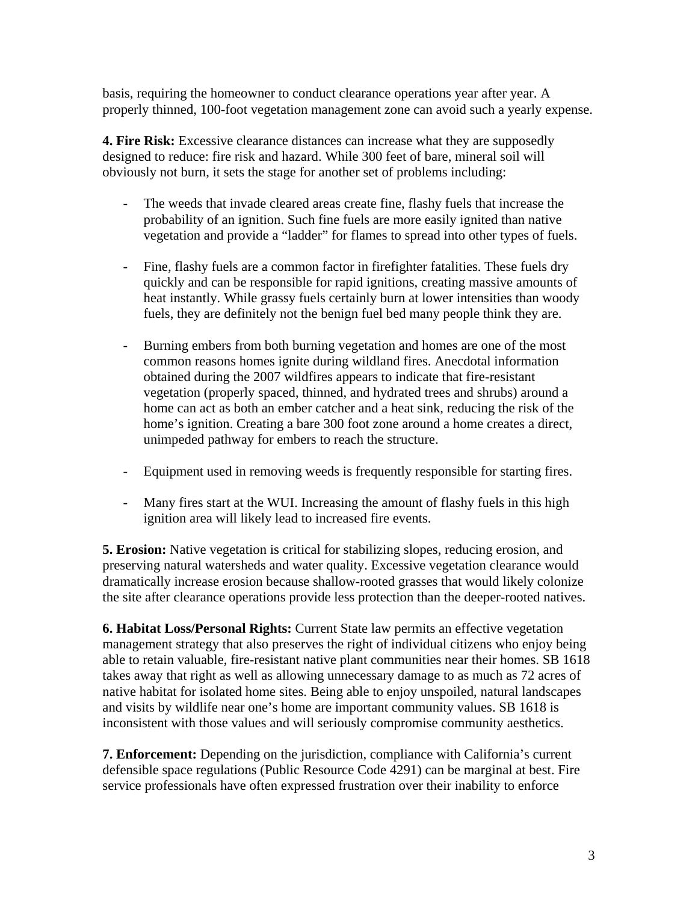basis, requiring the homeowner to conduct clearance operations year after year. A properly thinned, 100-foot vegetation management zone can avoid such a yearly expense.

**4. Fire Risk:** Excessive clearance distances can increase what they are supposedly designed to reduce: fire risk and hazard. While 300 feet of bare, mineral soil will obviously not burn, it sets the stage for another set of problems including:

- The weeds that invade cleared areas create fine, flashy fuels that increase the probability of an ignition. Such fine fuels are more easily ignited than native vegetation and provide a "ladder" for flames to spread into other types of fuels.

- Fine, flashy fuels are a common factor in firefighter fatalities. These fuels dry quickly and can be responsible for rapid ignitions, creating massive amounts of heat instantly. While grassy fuels certainly burn at lower intensities than woody fuels, they are definitely not the benign fuel bed many people think they are.

- Burning embers from both burning vegetation and homes are one of the most common reasons homes ignite during wildland fires. Anecdotal information obtained during the 2007 wildfires appears to indicate that fire-resistant vegetation (properly spaced, thinned, and hydrated trees and shrubs) around a home can act as both an ember catcher and a heat sink, reducing the risk of the home's ignition. Creating a bare 300 foot zone around a home creates a direct, unimpeded pathway for embers to reach the structure.

- Equipment used in removing weeds is frequently responsible for starting fires.

- Many fires start at the WUI. Increasing the amount of flashy fuels in this high ignition area will likely lead to increased fire events.

**5. Erosion:** Native vegetation is critical for stabilizing slopes, reducing erosion, and preserving natural watersheds and water quality. Excessive vegetation clearance would dramatically increase erosion because shallow-rooted grasses that would likely colonize the site after clearance operations provide less protection than the deeper-rooted natives.

**6. Habitat Loss/Personal Rights:** Current State law permits an effective vegetation management strategy that also preserves the right of individual citizens who enjoy being able to retain valuable, fire-resistant native plant communities near their homes. SB 1618 takes away that right as well as allowing unnecessary damage to as much as 72 acres of native habitat for isolated home sites. Being able to enjoy unspoiled, natural landscapes and visits by wildlife near one's home are important community values. SB 1618 is inconsistent with those values and will seriously compromise community aesthetics.

**7. Enforcement:** Depending on the jurisdiction, compliance with California's current defensible space regulations (Public Resource Code 4291) can be marginal at best. Fire service professionals have often expressed frustration over their inability to enforce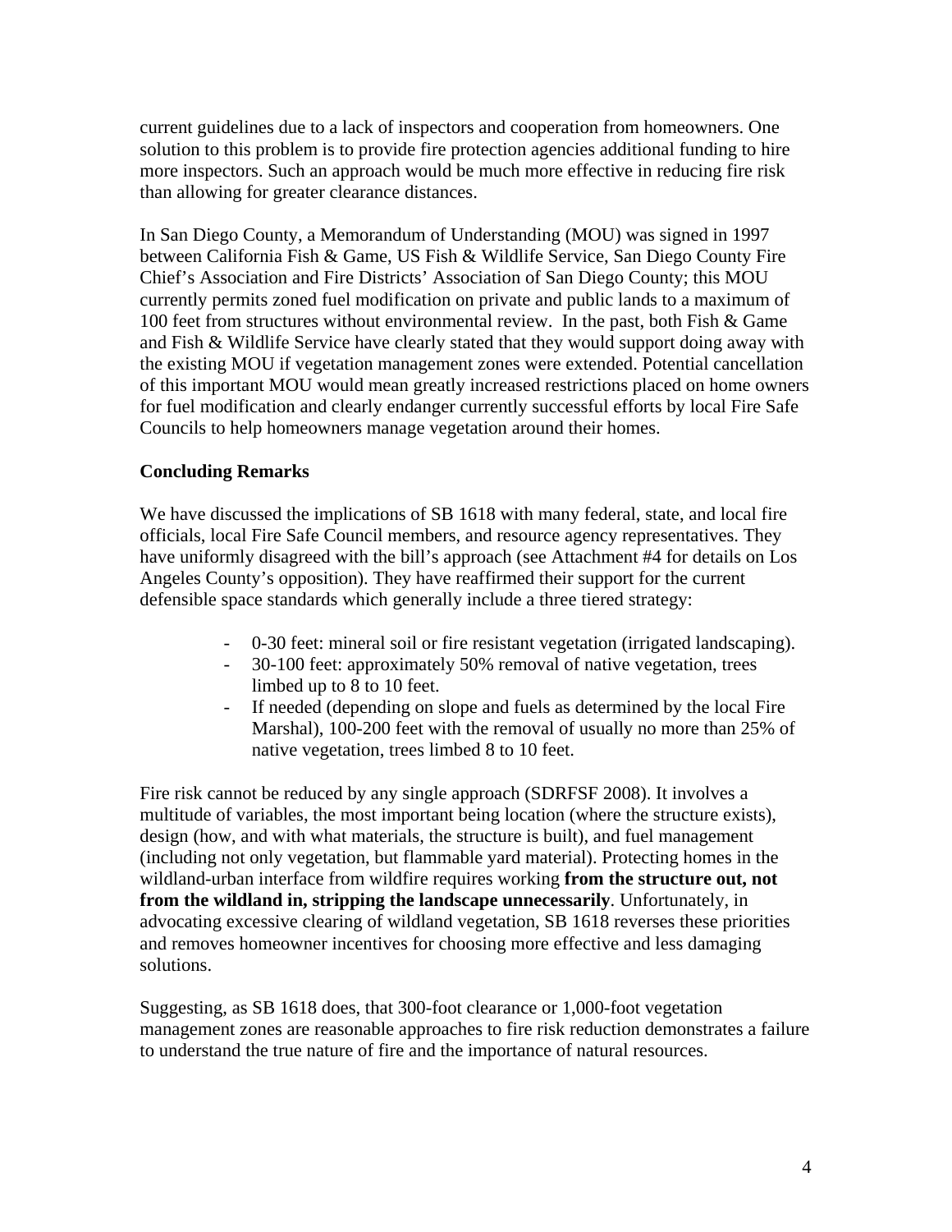current guidelines due to a lack of inspectors and cooperation from homeowners. One solution to this problem is to provide fire protection agencies additional funding to hire more inspectors. Such an approach would be much more effective in reducing fire risk than allowing for greater clearance distances.

In San Diego County, a Memorandum of Understanding (MOU) was signed in 1997 between California Fish & Game, US Fish & Wildlife Service, San Diego County Fire Chief's Association and Fire Districts' Association of San Diego County; this MOU currently permits zoned fuel modification on private and public lands to a maximum of 100 feet from structures without environmental review. In the past, both Fish & Game and Fish & Wildlife Service have clearly stated that they would support doing away with the existing MOU if vegetation management zones were extended. Potential cancellation of this important MOU would mean greatly increased restrictions placed on home owners for fuel modification and clearly endanger currently successful efforts by local Fire Safe Councils to help homeowners manage vegetation around their homes.

**Concluding Remarks**

We have discussed the implications of SB 1618 with many federal, state, and local fire officials, local Fire Safe Council members, and resource agency representatives. They have uniformly disagreed with the bill's approach (see Attachment #4 for details on Los Angeles County's opposition). They have reaffirmed their support for the current defensible space standards which generally include a three tiered strategy:

- 0-30 feet: mineral soil or fire resistant vegetation (irrigated landscaping).
- 30-100 feet: approximately 50% removal of native vegetation, trees limbed up to 8 to 10 feet.
- If needed (depending on slope and fuels as determined by the local Fire Marshal), 100-200 feet with the removal of usually no more than 25% of native vegetation, trees limbed 8 to 10 feet.

Fire risk cannot be reduced by any single approach (SDRFSF 2008). It involves a multitude of variables, the most important being location (where the structure exists), design (how, and with what materials, the structure is built), and fuel management (including not only vegetation, but flammable yard material). Protecting homes in the wildland-urban interface from wildfire requires working **from the structure out, not from the wildland in, stripping the landscape unnecessarily**. Unfortunately, in advocating excessive clearing of wildland vegetation, SB 1618 reverses these priorities and removes homeowner incentives for choosing more effective and less damaging solutions.

Suggesting, as SB 1618 does, that 300-foot clearance or 1,000-foot vegetation management zones are reasonable approaches to fire risk reduction demonstrates a failure to understand the true nature of fire and the importance of natural resources.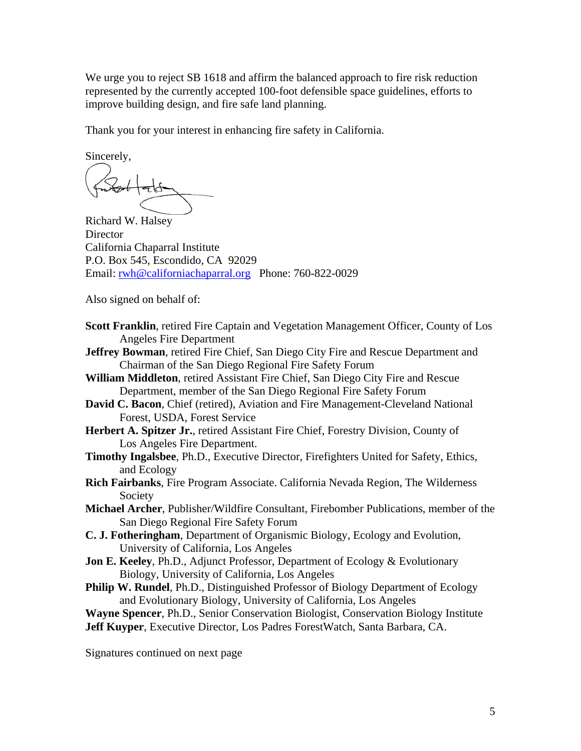We urge you to reject SB 1618 and affirm the balanced approach to fire risk reduction represented by the currently accepted 100-foot defensible space guidelines, efforts to improve building design, and fire safe land planning.

Thank you for your interest in enhancing fire safety in California.

Sincerely,

Richard W. Halsey
Director
California Chaparral Institute
P.O. Box 545, Escondido, CA 92029
Email: rwh@californiachaparral.org Phone: 760-822-0029

Also signed on behalf of:

**Scott Franklin**, retired Fire Captain and Vegetation Management Officer, County of Los Angeles Fire Department

**Jeffrey Bowman**, retired Fire Chief, San Diego City Fire and Rescue Department and Chairman of the San Diego Regional Fire Safety Forum

**William Middleton**, retired Assistant Fire Chief, San Diego City Fire and Rescue Department, member of the San Diego Regional Fire Safety Forum

**David C. Bacon**, Chief (retired), Aviation and Fire Management-Cleveland National Forest, USDA, Forest Service

**Herbert A. Spitzer Jr.**, retired Assistant Fire Chief, Forestry Division, County of Los Angeles Fire Department.

**Timothy Ingalsbee**, Ph.D., Executive Director, Firefighters United for Safety, Ethics, and Ecology

**Rich Fairbanks**, Fire Program Associate. California Nevada Region, The Wilderness Society

**Michael Archer**, Publisher/Wildfire Consultant, Firebomber Publications, member of the San Diego Regional Fire Safety Forum

**C. J. Fotheringham**, Department of Organismic Biology, Ecology and Evolution, University of California, Los Angeles

**Jon E. Keeley**, Ph.D., Adjunct Professor, Department of Ecology & Evolutionary Biology, University of California, Los Angeles

**Philip W. Rundel**, Ph.D., Distinguished Professor of Biology Department of Ecology and Evolutionary Biology, University of California, Los Angeles

**Wayne Spencer**, Ph.D., Senior Conservation Biologist, Conservation Biology Institute

**Jeff Kuyper**, Executive Director, Los Padres ForestWatch, Santa Barbara, CA.

Signatures continued on next page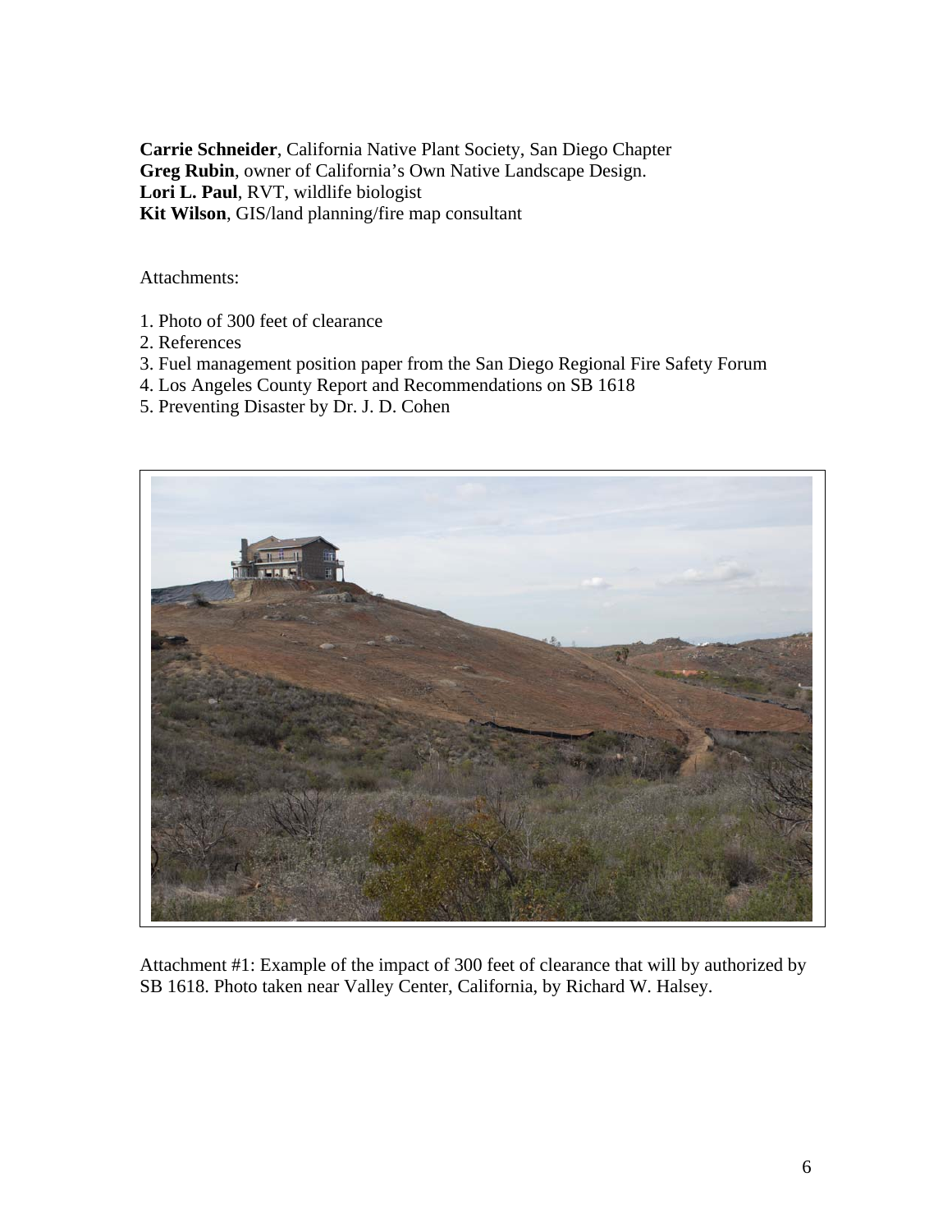**Carrie Schneider**, California Native Plant Society, San Diego Chapter
**Greg Rubin**, owner of California's Own Native Landscape Design.
**Lori L. Paul**, RVT, wildlife biologist
**Kit Wilson**, GIS/land planning/fire map consultant

Attachments:

1. Photo of 300 feet of clearance
2. References
3. Fuel management position paper from the San Diego Regional Fire Safety Forum
4. Los Angeles County Report and Recommendations on SB 1618
5. Preventing Disaster by Dr. J. D. Cohen

Attachment #1: Example of the impact of 300 feet of clearance that will by authorized by SB 1618. Photo taken near Valley Center, California, by Richard W. Halsey.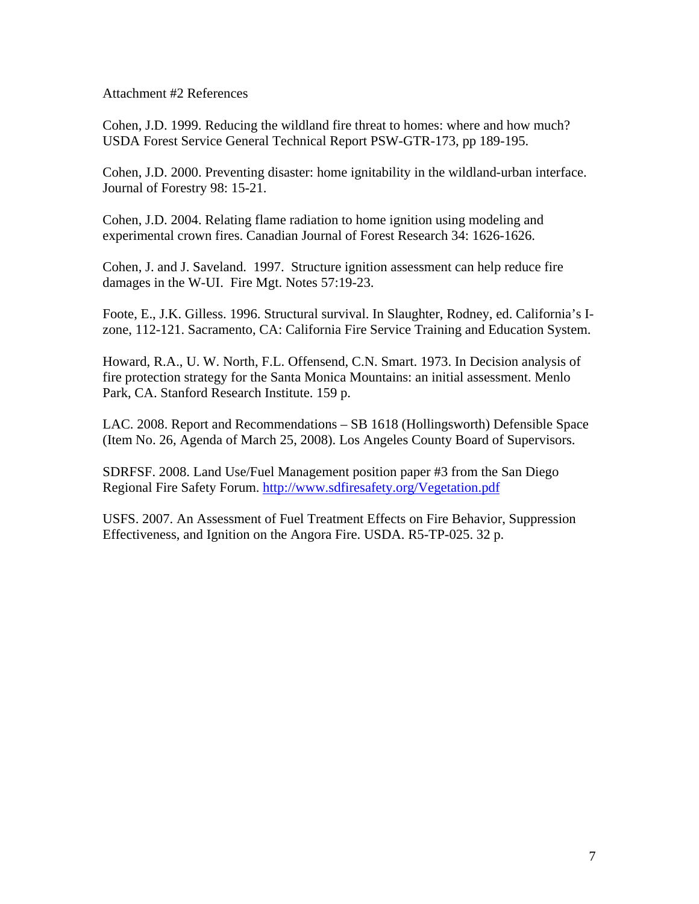Attachment #2 References

Cohen, J.D. 1999. Reducing the wildland fire threat to homes: where and how much? USDA Forest Service General Technical Report PSW-GTR-173, pp 189-195.

Cohen, J.D. 2000. Preventing disaster: home ignitability in the wildland-urban interface. Journal of Forestry 98: 15-21.

Cohen, J.D. 2004. Relating flame radiation to home ignition using modeling and experimental crown fires. Canadian Journal of Forest Research 34: 1626-1626.

Cohen, J. and J. Saveland. 1997. Structure ignition assessment can help reduce fire damages in the W-UI. Fire Mgt. Notes 57:19-23.

Foote, E., J.K. Gilless. 1996. Structural survival. In Slaughter, Rodney, ed. California's I-zone, 112-121. Sacramento, CA: California Fire Service Training and Education System.

Howard, R.A., U. W. North, F.L. Offensend, C.N. Smart. 1973. In Decision analysis of fire protection strategy for the Santa Monica Mountains: an initial assessment. Menlo Park, CA. Stanford Research Institute. 159 p.

LAC. 2008. Report and Recommendations – SB 1618 (Hollingsworth) Defensible Space (Item No. 26, Agenda of March 25, 2008). Los Angeles County Board of Supervisors.

SDRFSF. 2008. Land Use/Fuel Management position paper #3 from the San Diego Regional Fire Safety Forum. http://www.sdfiresafety.org/Vegetation.pdf

USFS. 2007. An Assessment of Fuel Treatment Effects on Fire Behavior, Suppression Effectiveness, and Ignition on the Angora Fire. USDA. R5-TP-025. 32 p.